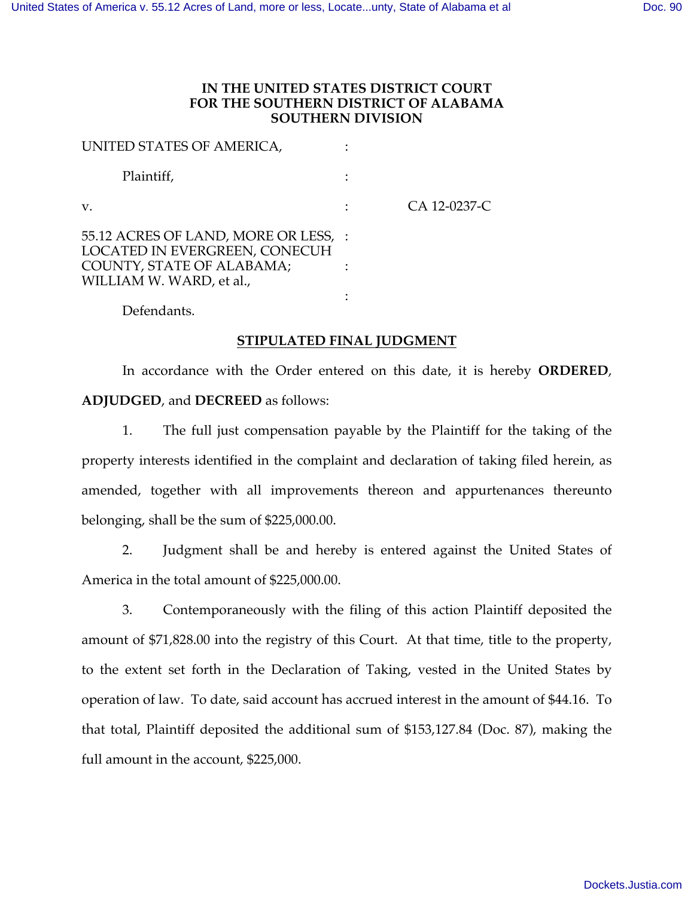**IN THE UNITED STATES DISTRICT COURT
FOR THE SOUTHERN DISTRICT OF ALABAMA
SOUTHERN DIVISION**

| | | |
|---|---|---|
| UNITED STATES OF AMERICA, | : | |
| Plaintiff, | : | |
| v. | : | CA 12-0237-C |
| 55.12 ACRES OF LAND, MORE OR LESS, LOCATED IN EVERGREEN, CONECUH COUNTY, STATE OF ALABAMA; WILLIAM W. WARD, et al., | : | |
| | : | |
| | : | |
| Defendants. | | |

**STIPULATED FINAL JUDGMENT**

In accordance with the Order entered on this date, it is hereby **ORDERED**, **ADJUDGED**, and **DECREED** as follows:

1. The full just compensation payable by the Plaintiff for the taking of the property interests identified in the complaint and declaration of taking filed herein, as amended, together with all improvements thereon and appurtenances thereunto belonging, shall be the sum of $225,000.00.

2. Judgment shall be and hereby is entered against the United States of America in the total amount of $225,000.00.

3. Contemporaneously with the filing of this action Plaintiff deposited the amount of $71,828.00 into the registry of this Court. At that time, title to the property, to the extent set forth in the Declaration of Taking, vested in the United States by operation of law. To date, said account has accrued interest in the amount of $44.16. To that total, Plaintiff deposited the additional sum of $153,127.84 (Doc. 87), making the full amount in the account, $225,000.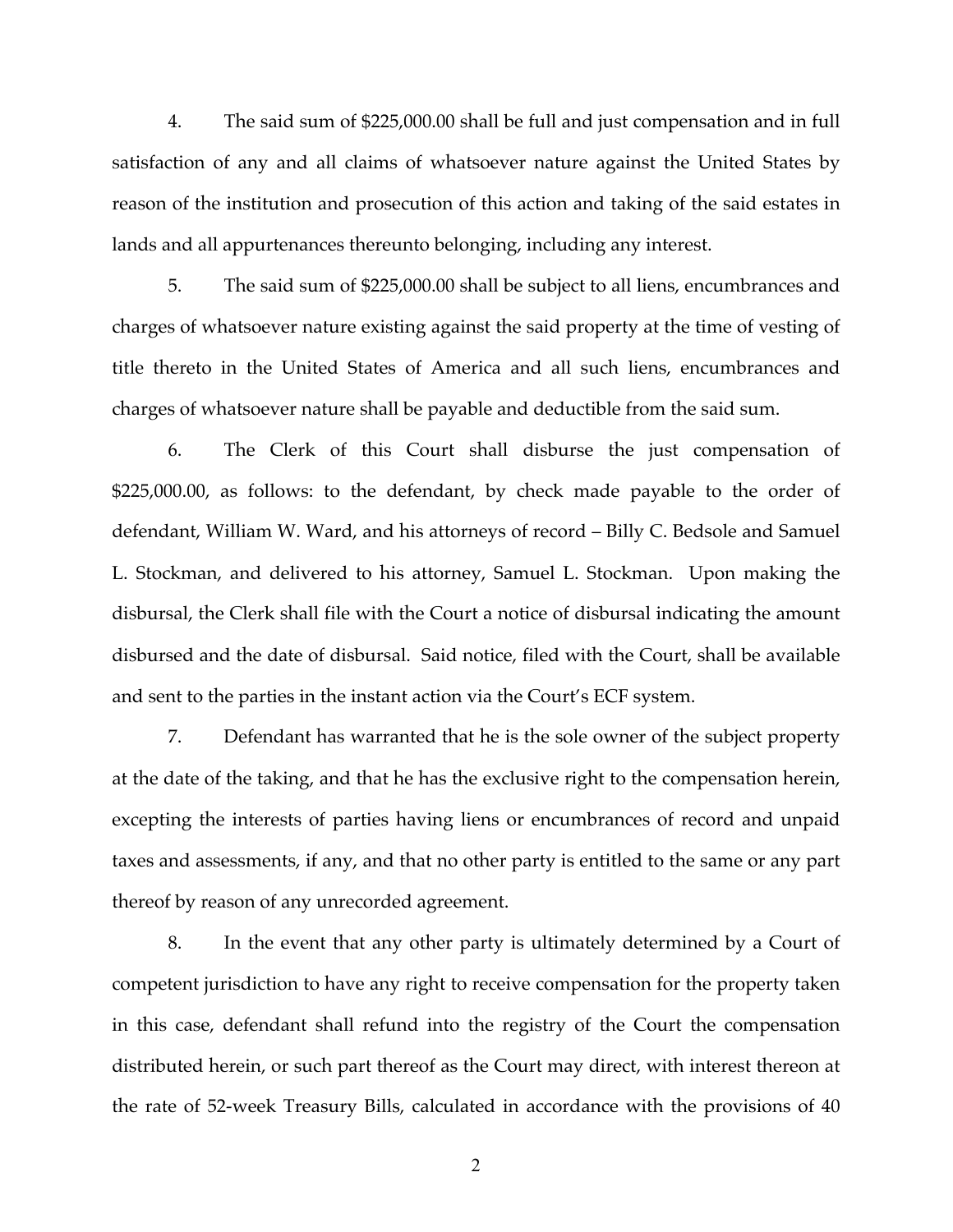4. The said sum of $225,000.00 shall be full and just compensation and in full satisfaction of any and all claims of whatsoever nature against the United States by reason of the institution and prosecution of this action and taking of the said estates in lands and all appurtenances thereunto belonging, including any interest.

5. The said sum of $225,000.00 shall be subject to all liens, encumbrances and charges of whatsoever nature existing against the said property at the time of vesting of title thereto in the United States of America and all such liens, encumbrances and charges of whatsoever nature shall be payable and deductible from the said sum.

6. The Clerk of this Court shall disburse the just compensation of $225,000.00, as follows: to the defendant, by check made payable to the order of defendant, William W. Ward, and his attorneys of record – Billy C. Bedsole and Samuel L. Stockman, and delivered to his attorney, Samuel L. Stockman. Upon making the disbursal, the Clerk shall file with the Court a notice of disbursal indicating the amount disbursed and the date of disbursal. Said notice, filed with the Court, shall be available and sent to the parties in the instant action via the Court's ECF system.

7. Defendant has warranted that he is the sole owner of the subject property at the date of the taking, and that he has the exclusive right to the compensation herein, excepting the interests of parties having liens or encumbrances of record and unpaid taxes and assessments, if any, and that no other party is entitled to the same or any part thereof by reason of any unrecorded agreement.

8. In the event that any other party is ultimately determined by a Court of competent jurisdiction to have any right to receive compensation for the property taken in this case, defendant shall refund into the registry of the Court the compensation distributed herein, or such part thereof as the Court may direct, with interest thereon at the rate of 52-week Treasury Bills, calculated in accordance with the provisions of 40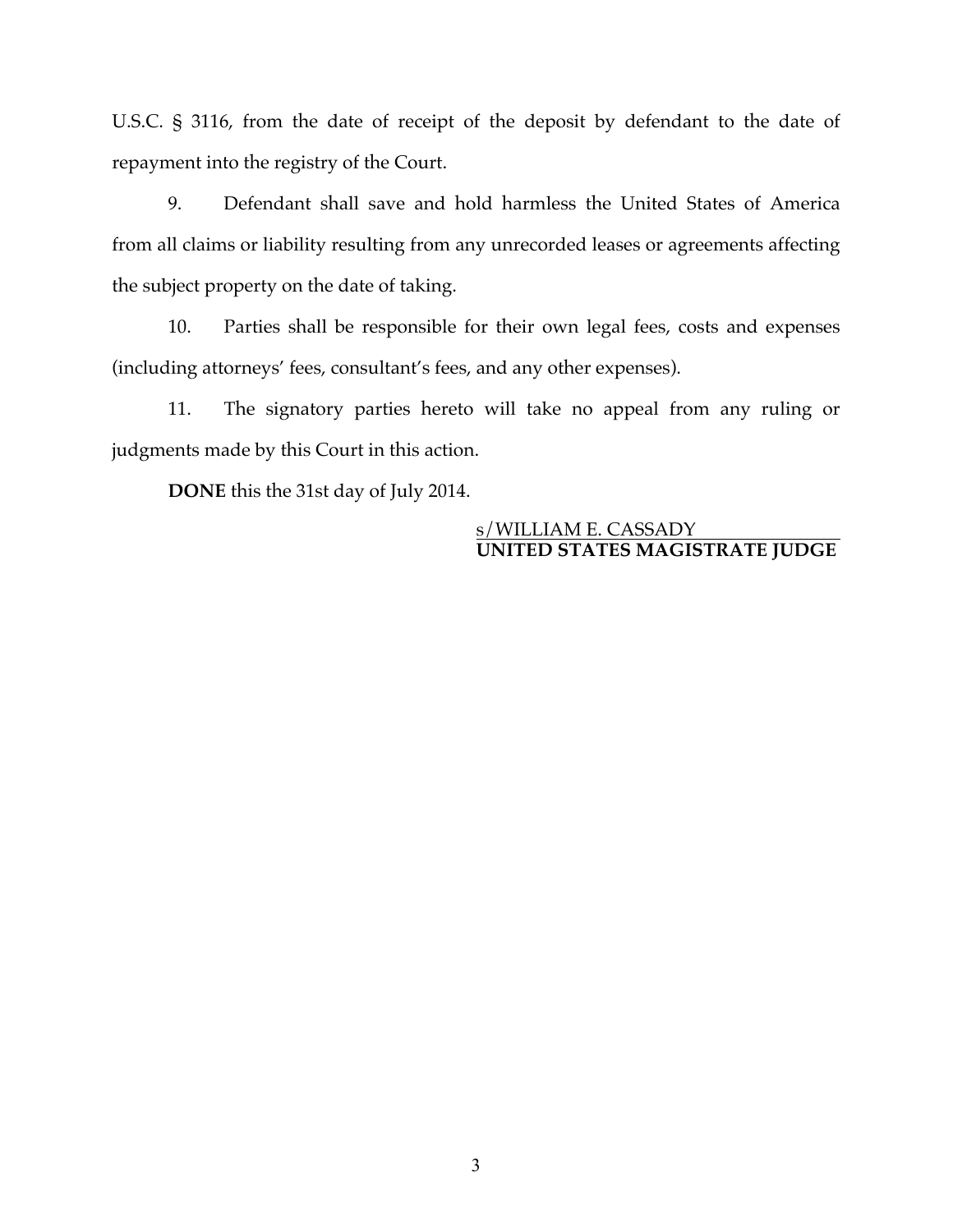U.S.C. § 3116, from the date of receipt of the deposit by defendant to the date of repayment into the registry of the Court.

9. Defendant shall save and hold harmless the United States of America from all claims or liability resulting from any unrecorded leases or agreements affecting the subject property on the date of taking.

10. Parties shall be responsible for their own legal fees, costs and expenses (including attorneys' fees, consultant's fees, and any other expenses).

11. The signatory parties hereto will take no appeal from any ruling or judgments made by this Court in this action.

**DONE** this the 31st day of July 2014.

s/WILLIAM E. CASSADY
**UNITED STATES MAGISTRATE JUDGE**